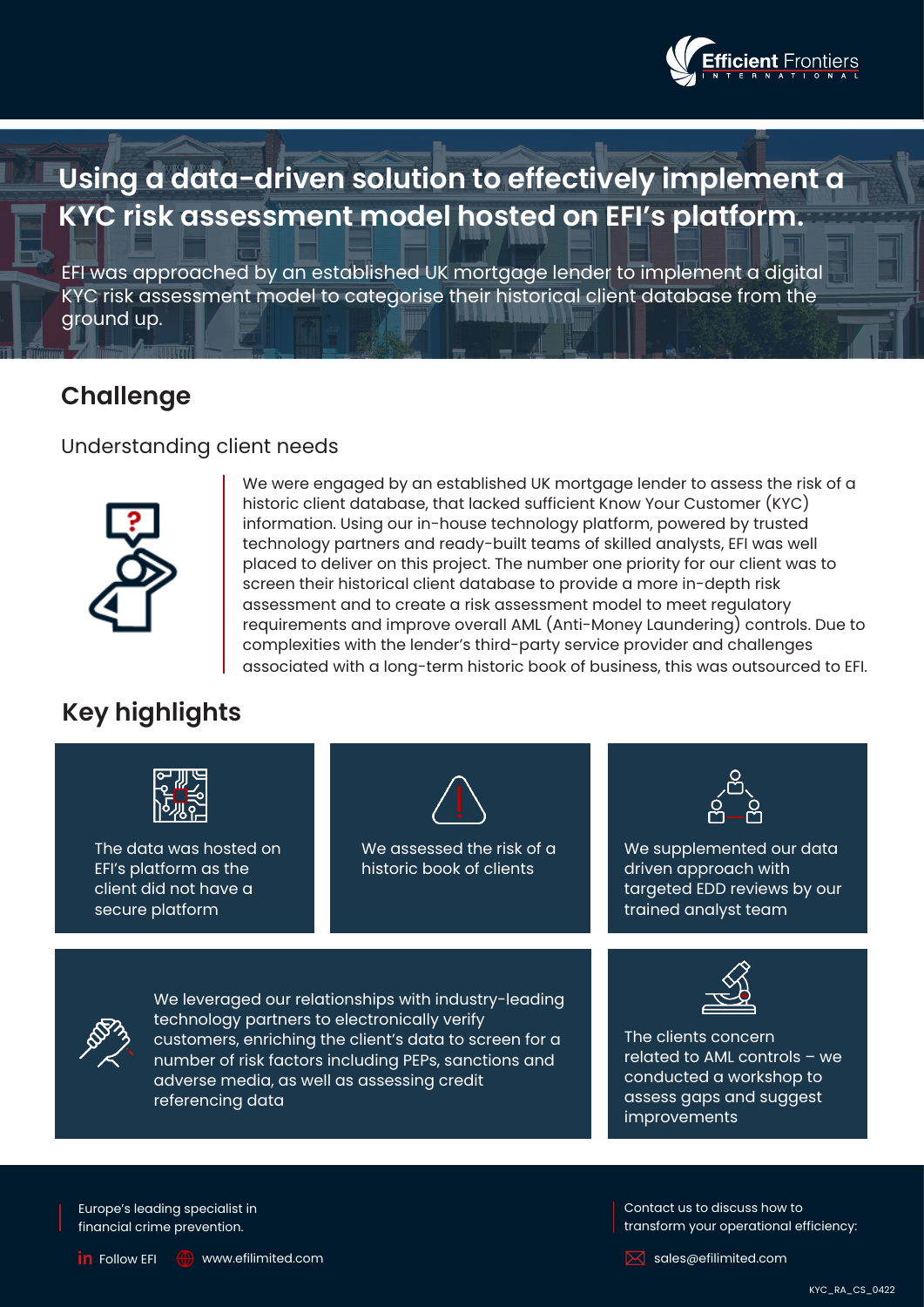# Using a data-driven solution to effectively implement a KYC risk assessment model hosted on EFI's platform.

EFI was approached by an established UK mortgage lender to implement a digital KYC risk assessment model to categorise their historical client database from the ground up.

## Challenge

### Understanding client needs

We were engaged by an established UK mortgage lender to assess the risk of a historic client database, that lacked sufficient Know Your Customer (KYC) information. Using our in-house technology platform, powered by trusted technology partners and ready-built teams of skilled analysts, EFI was well placed to deliver on this project. The number one priority for our client was to screen their historical client database to provide a more in-depth risk assessment and to create a risk assessment model to meet regulatory requirements and improve overall AML (Anti-Money Laundering) controls. Due to complexities with the lender's third-party service provider and challenges associated with a long-term historic book of business, this was outsourced to EFI.

## Key highlights

- The data was hosted on EFI's platform as the client did not have a secure platform
- We assessed the risk of a historic book of clients
- We supplemented our data driven approach with targeted EDD reviews by our trained analyst team
- We leveraged our relationships with industry-leading technology partners to electronically verify customers, enriching the client's data to screen for a number of risk factors including PEPs, sanctions and adverse media, as well as assessing credit referencing data
- The clients concern related to AML controls – we conducted a workshop to assess gaps and suggest improvements

Europe's leading specialist in financial crime prevention.

Follow EFI    www.efilimited.com

Contact us to discuss how to transform your operational efficiency:

sales@efilimited.com

KYC_RA_CS_0422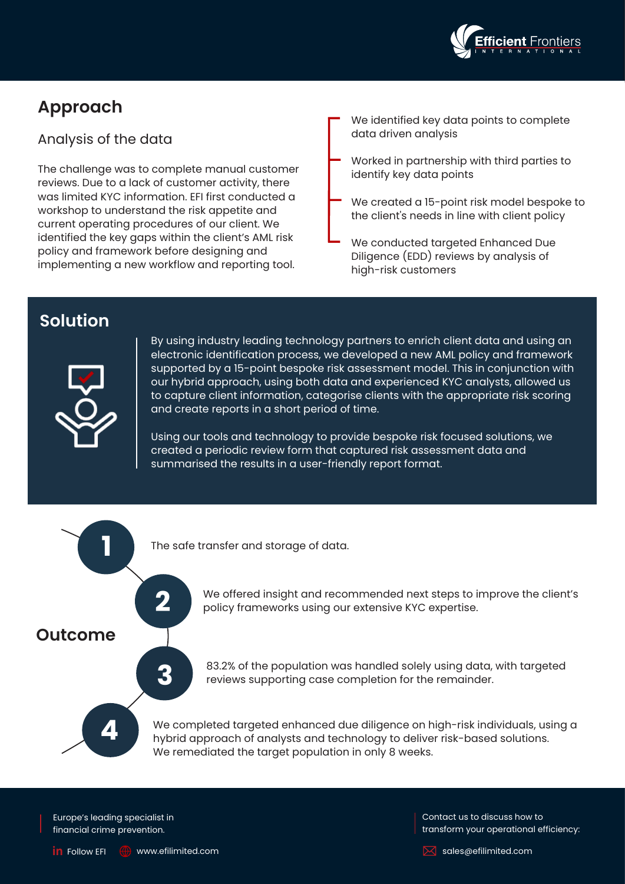## Approach

### Analysis of the data

The challenge was to complete manual customer reviews. Due to a lack of customer activity, there was limited KYC information. EFI first conducted a workshop to understand the risk appetite and current operating procedures of our client. We identified the key gaps within the client's AML risk policy and framework before designing and implementing a new workflow and reporting tool.

- We identified key data points to complete data driven analysis
- Worked in partnership with third parties to identify key data points
- We created a 15-point risk model bespoke to the client's needs in line with client policy
- We conducted targeted Enhanced Due Diligence (EDD) reviews by analysis of high-risk customers

## Solution

By using industry leading technology partners to enrich client data and using an electronic identification process, we developed a new AML policy and framework supported by a 15-point bespoke risk assessment model. This in conjunction with our hybrid approach, using both data and experienced KYC analysts, allowed us to capture client information, categorise clients with the appropriate risk scoring and create reports in a short period of time.

Using our tools and technology to provide bespoke risk focused solutions, we created a periodic review form that captured risk assessment data and summarised the results in a user-friendly report format.

## Outcome

1. The safe transfer and storage of data.
2. We offered insight and recommended next steps to improve the client's policy frameworks using our extensive KYC expertise.
3. 83.2% of the population was handled solely using data, with targeted reviews supporting case completion for the remainder.
4. We completed targeted enhanced due diligence on high-risk individuals, using a hybrid approach of analysts and technology to deliver risk-based solutions. We remediated the target population in only 8 weeks.

Europe's leading specialist in financial crime prevention.

Follow EFI www.efilimited.com

Contact us to discuss how to transform your operational efficiency:

sales@efilimited.com